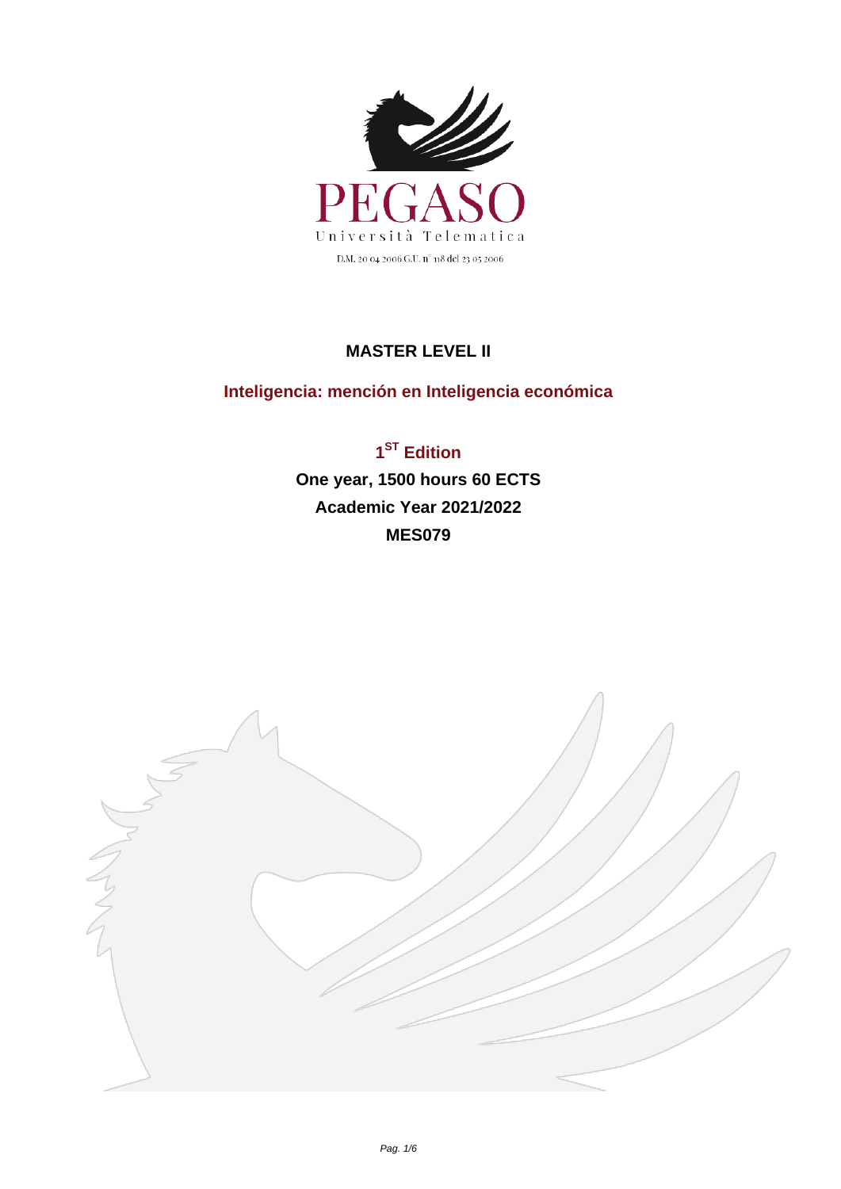PEGASO

Università Telematica

D.M. 20 04 2006 G.U. n° 118 del 23 05 2006

# MASTER LEVEL II

## Inteligencia: mención en Inteligencia económica

**1ST Edition**

**One year, 1500 hours 60 ECTS**

**Academic Year 2021/2022**

**MES079**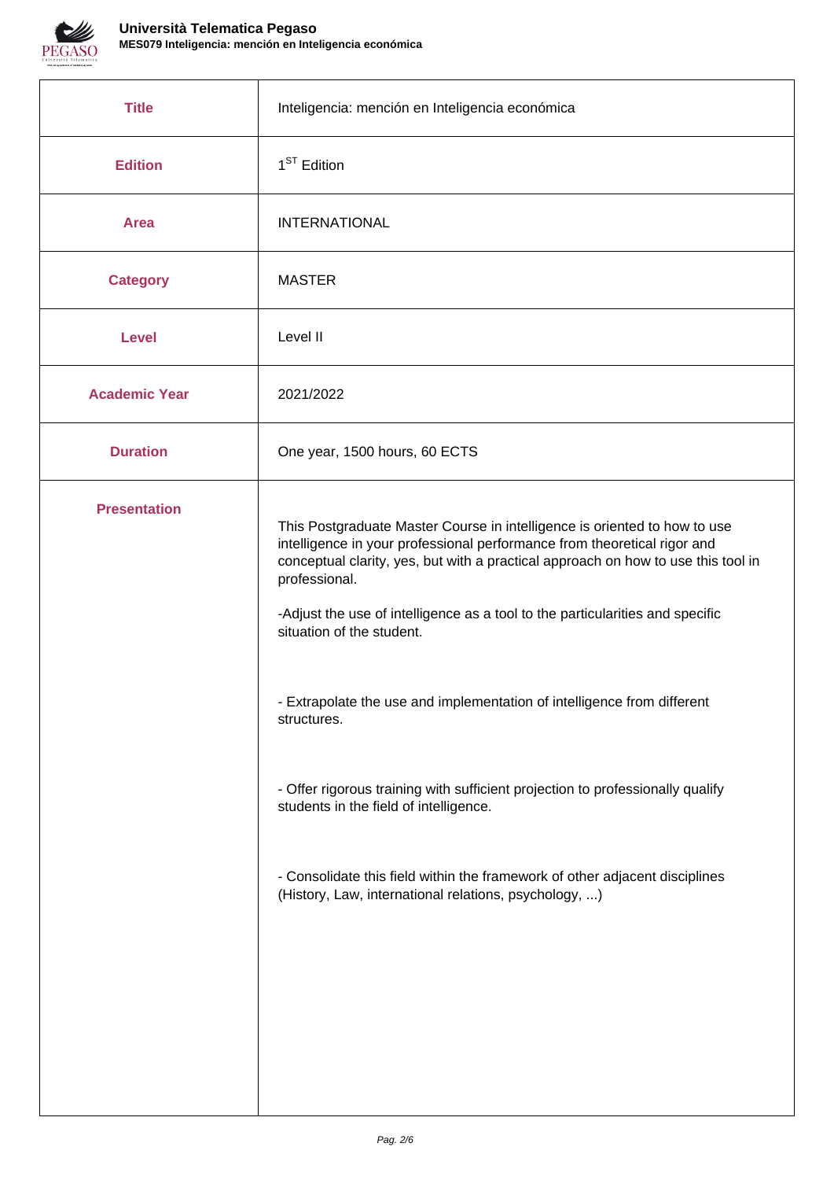| Title | Inteligencia: mención en Inteligencia económica |
|---|---|
| Edition | 1ST Edition |
| Area | INTERNATIONAL |
| Category | MASTER |
| Level | Level II |
| Academic Year | 2021/2022 |
| Duration | One year, 1500 hours, 60 ECTS |
| Presentation | This Postgraduate Master Course in intelligence is oriented to how to use intelligence in your professional performance from theoretical rigor and conceptual clarity, yes, but with a practical approach on how to use this tool in professional.<br><br>-Adjust the use of intelligence as a tool to the particularities and specific situation of the student.<br><br>- Extrapolate the use and implementation of intelligence from different structures.<br><br>- Offer rigorous training with sufficient projection to professionally qualify students in the field of intelligence.<br><br>- Consolidate this field within the framework of other adjacent disciplines (History, Law, international relations, psychology, ...) |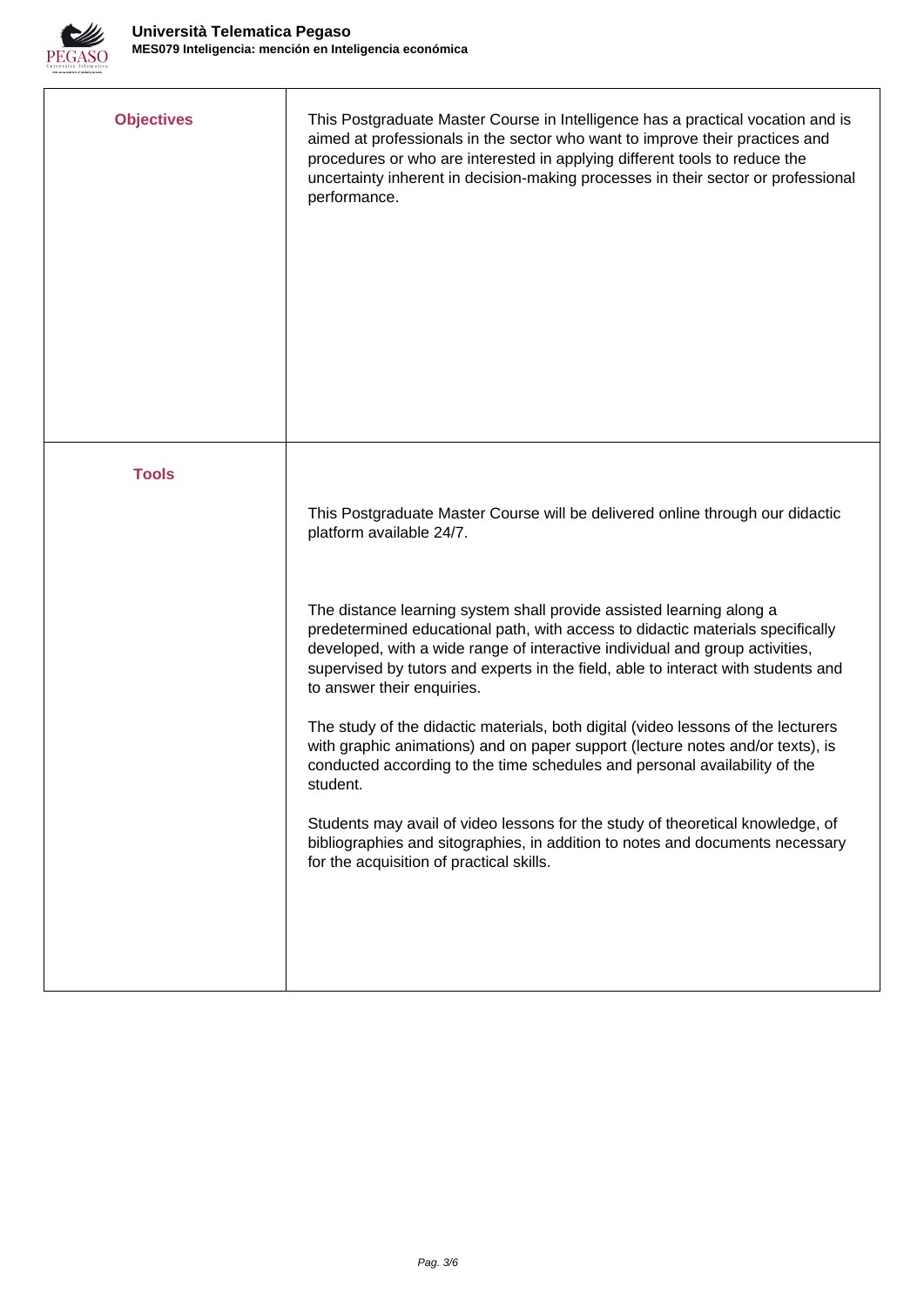| | |
|---|---|
| **Objectives** | This Postgraduate Master Course in Intelligence has a practical vocation and is aimed at professionals in the sector who want to improve their practices and procedures or who are interested in applying different tools to reduce the uncertainty inherent in decision-making processes in their sector or professional performance. |
| **Tools** | This Postgraduate Master Course will be delivered online through our didactic platform available 24/7.<br><br>The distance learning system shall provide assisted learning along a predetermined educational path, with access to didactic materials specifically developed, with a wide range of interactive individual and group activities, supervised by tutors and experts in the field, able to interact with students and to answer their enquiries.<br><br>The study of the didactic materials, both digital (video lessons of the lecturers with graphic animations) and on paper support (lecture notes and/or texts), is conducted according to the time schedules and personal availability of the student.<br><br>Students may avail of video lessons for the study of theoretical knowledge, of bibliographies and sitographies, in addition to notes and documents necessary for the acquisition of practical skills. |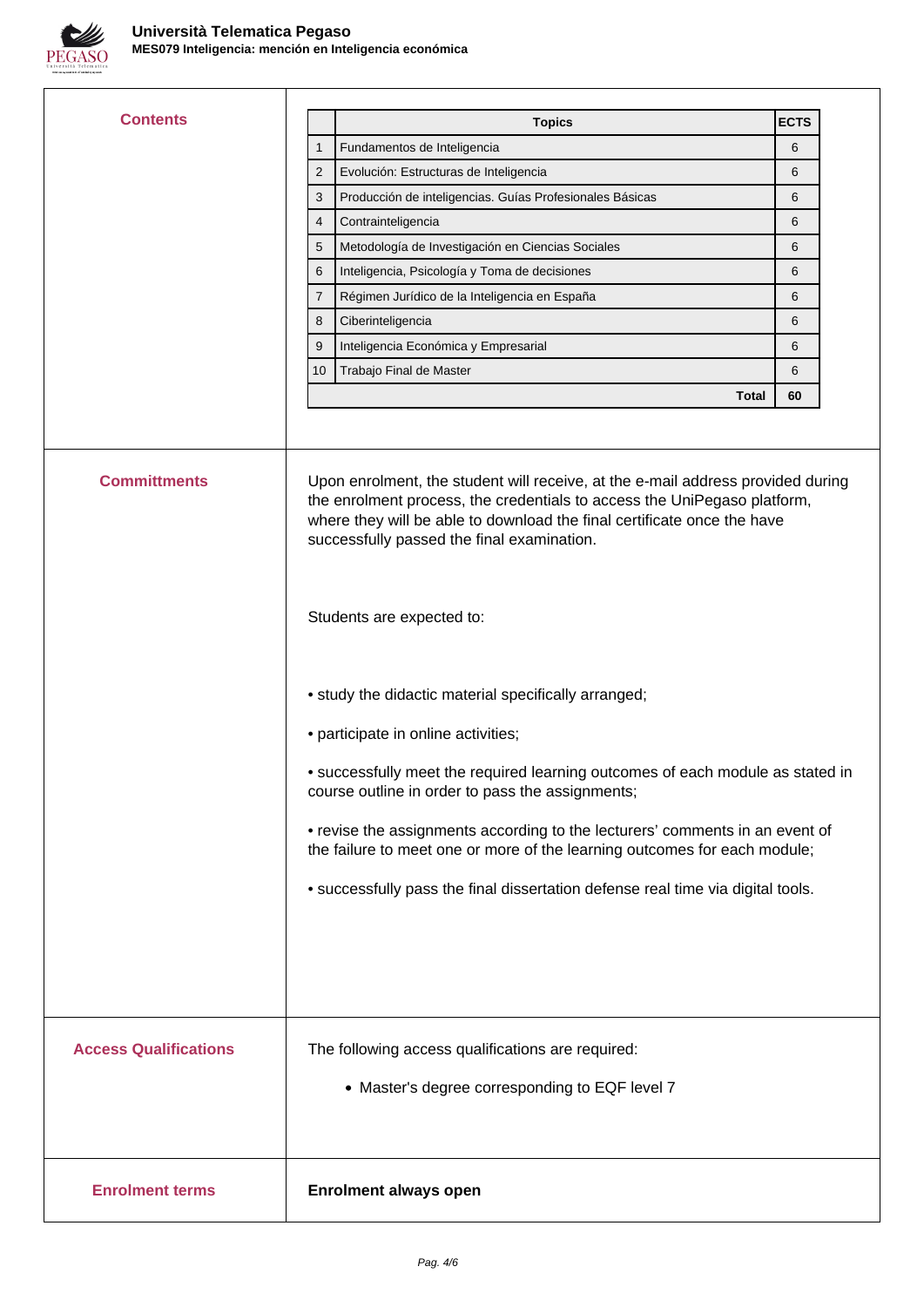## Contents

| | Topics | ECTS |
|---|---|---|
| 1 | Fundamentos de Inteligencia | 6 |
| 2 | Evolución: Estructuras de Inteligencia | 6 |
| 3 | Producción de inteligencias. Guías Profesionales Básicas | 6 |
| 4 | Contrainteligencia | 6 |
| 5 | Metodología de Investigación en Ciencias Sociales | 6 |
| 6 | Inteligencia, Psicología y Toma de decisiones | 6 |
| 7 | Régimen Jurídico de la Inteligencia en España | 6 |
| 8 | Ciberinteligencia | 6 |
| 9 | Inteligencia Económica y Empresarial | 6 |
| 10 | Trabajo Final de Master | 6 |
| | **Total** | **60** |

## Committments

Upon enrolment, the student will receive, at the e-mail address provided during the enrolment process, the credentials to access the UniPegaso platform, where they will be able to download the final certificate once the have successfully passed the final examination.

Students are expected to:

• study the didactic material specifically arranged;

• participate in online activities;

• successfully meet the required learning outcomes of each module as stated in course outline in order to pass the assignments;

• revise the assignments according to the lecturers' comments in an event of the failure to meet one or more of the learning outcomes for each module;

• successfully pass the final dissertation defense real time via digital tools.

## Access Qualifications

The following access qualifications are required:

- Master's degree corresponding to EQF level 7

## Enrolment terms

**Enrolment always open**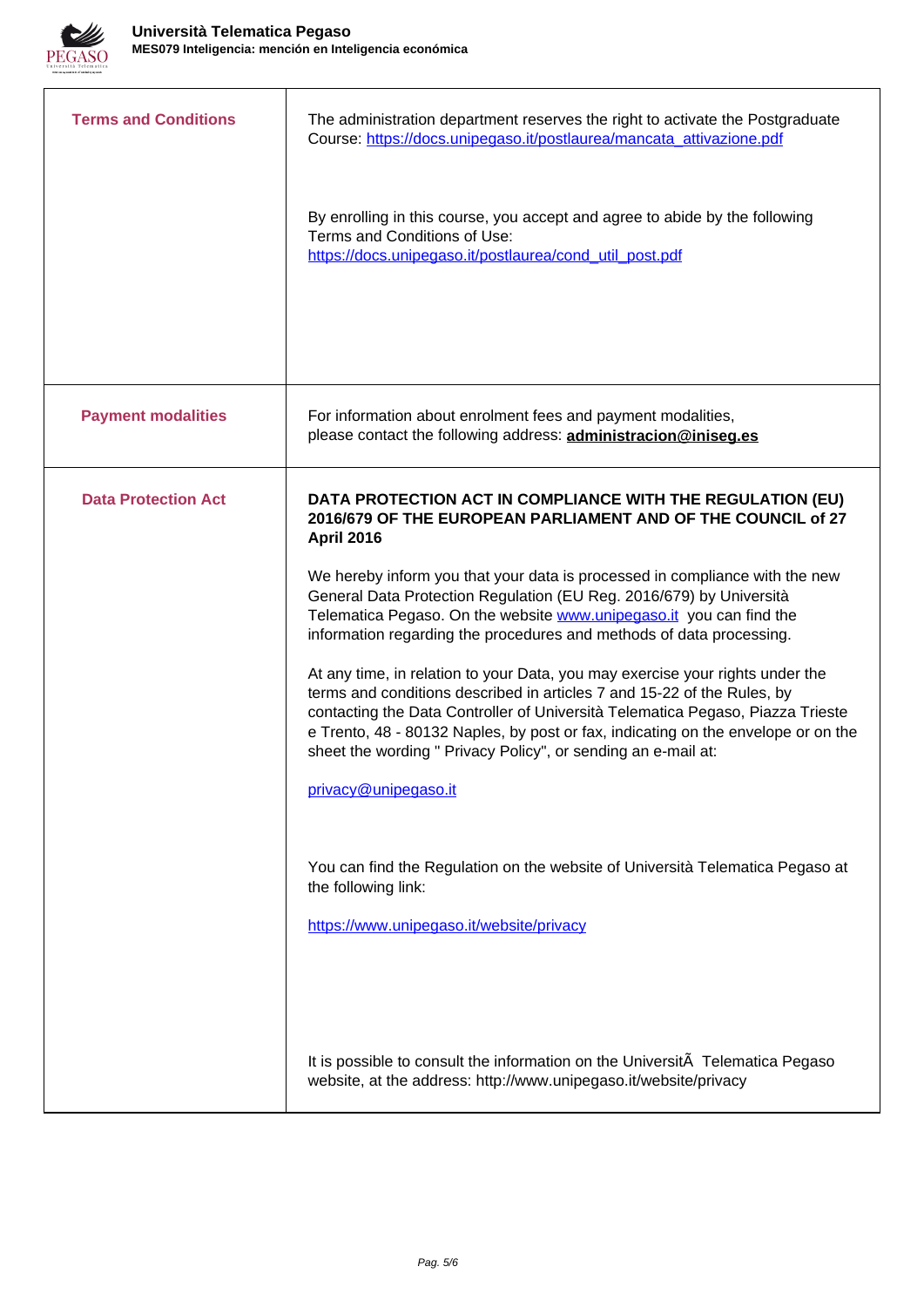| | |
|---|---|
| **Terms and Conditions** | The administration department reserves the right to activate the Postgraduate Course: https://docs.unipegaso.it/postlaurea/mancata_attivazione.pdf<br><br>By enrolling in this course, you accept and agree to abide by the following Terms and Conditions of Use: https://docs.unipegaso.it/postlaurea/cond_util_post.pdf |
| **Payment modalities** | For information about enrolment fees and payment modalities, please contact the following address: **administracion@iniseg.es** |
| **Data Protection Act** | **DATA PROTECTION ACT IN COMPLIANCE WITH THE REGULATION (EU) 2016/679 OF THE EUROPEAN PARLIAMENT AND OF THE COUNCIL of 27 April 2016**<br><br>We hereby inform you that your data is processed in compliance with the new General Data Protection Regulation (EU Reg. 2016/679) by Università Telematica Pegaso. On the website www.unipegaso.it you can find the information regarding the procedures and methods of data processing.<br><br>At any time, in relation to your Data, you may exercise your rights under the terms and conditions described in articles 7 and 15-22 of the Rules, by contacting the Data Controller of Università Telematica Pegaso, Piazza Trieste e Trento, 48 - 80132 Naples, by post or fax, indicating on the envelope or on the sheet the wording " Privacy Policy", or sending an e-mail at:<br><br>privacy@unipegaso.it<br><br>You can find the Regulation on the website of Università Telematica Pegaso at the following link:<br><br>https://www.unipegaso.it/website/privacy<br><br>It is possible to consult the information on the UniversitÃ Telematica Pegaso website, at the address: http://www.unipegaso.it/website/privacy |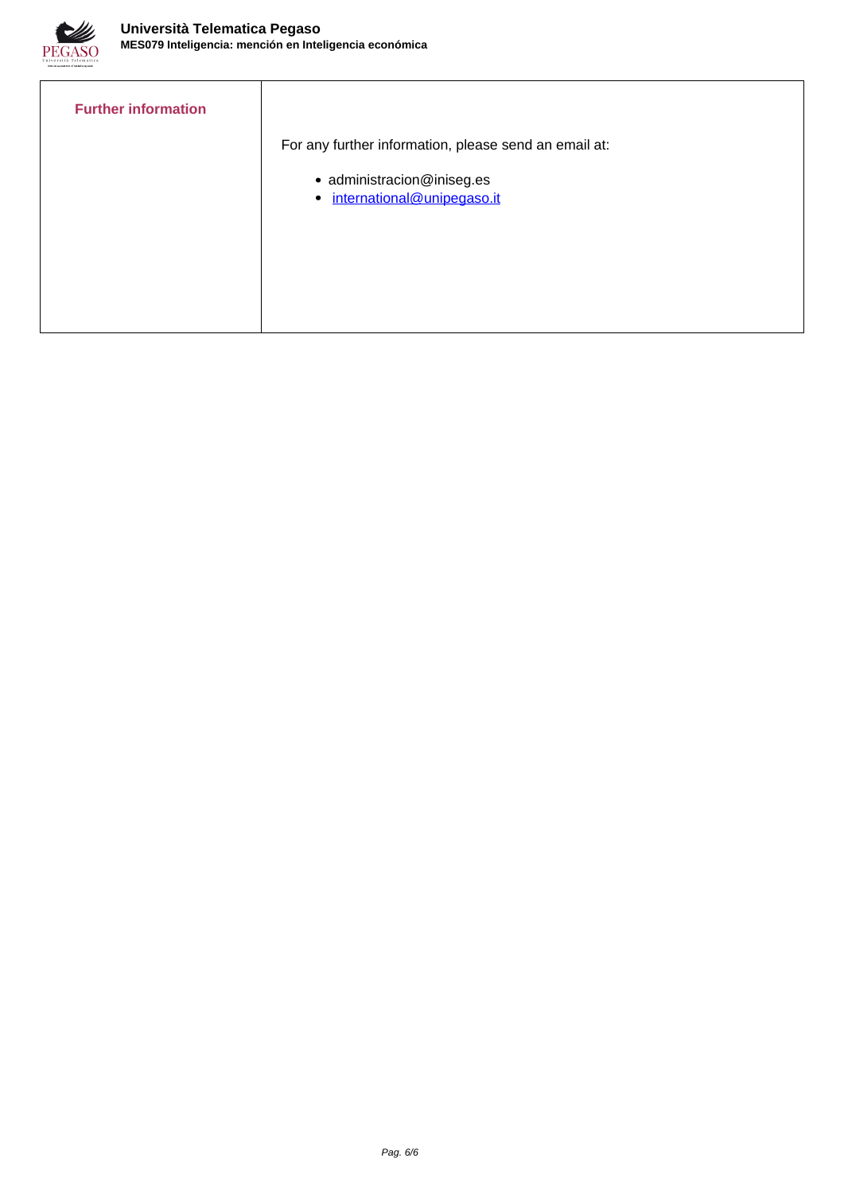| | |
|---|---|
| **Further information** | For any further information, please send an email at:<br><br>• administracion@iniseg.es<br>• international@unipegaso.it |